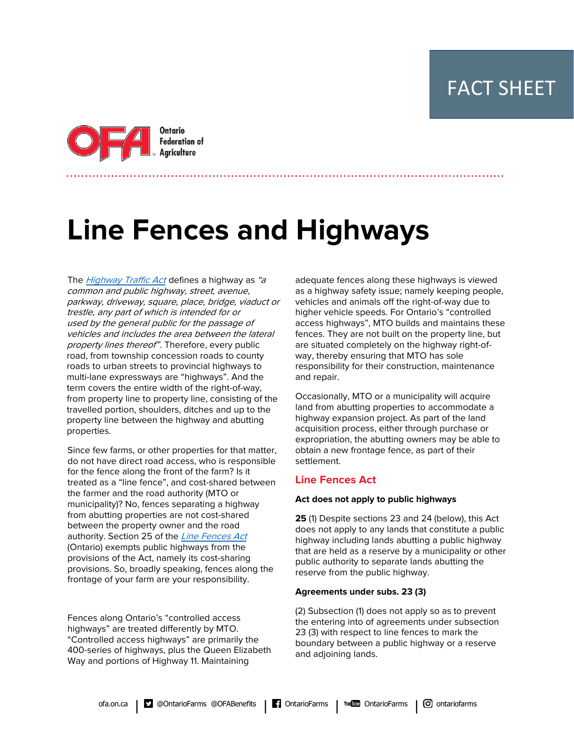FACT SHEET

Ontario Federation of Agriculture

# Line Fences and Highways

The *Highway Traffic Act* defines a highway as *"a common and public highway, street, avenue, parkway, driveway, square, place, bridge, viaduct or trestle, any part of which is intended for or used by the general public for the passage of vehicles and includes the area between the lateral property lines thereof"*. Therefore, every public road, from township concession roads to county roads to urban streets to provincial highways to multi-lane expressways are "highways". And the term covers the entire width of the right-of-way, from property line to property line, consisting of the travelled portion, shoulders, ditches and up to the property line between the highway and abutting properties.

Since few farms, or other properties for that matter, do not have direct road access, who is responsible for the fence along the front of the farm? Is it treated as a "line fence", and cost-shared between the farmer and the road authority (MTO or municipality)? No, fences separating a highway from abutting properties are not cost-shared between the property owner and the road authority. Section 25 of the *Line Fences Act* (Ontario) exempts public highways from the provisions of the Act, namely its cost-sharing provisions. So, broadly speaking, fences along the frontage of your farm are your responsibility.

Fences along Ontario's "controlled access highways" are treated differently by MTO. "Controlled access highways" are primarily the 400-series of highways, plus the Queen Elizabeth Way and portions of Highway 11. Maintaining adequate fences along these highways is viewed as a highway safety issue; namely keeping people, vehicles and animals off the right-of-way due to higher vehicle speeds. For Ontario's "controlled access highways", MTO builds and maintains these fences. They are not built on the property line, but are situated completely on the highway right-of-way, thereby ensuring that MTO has sole responsibility for their construction, maintenance and repair.

Occasionally, MTO or a municipality will acquire land from abutting properties to accommodate a highway expansion project. As part of the land acquisition process, either through purchase or expropriation, the abutting owners may be able to obtain a new frontage fence, as part of their settlement.

## Line Fences Act

**Act does not apply to public highways**

**25** (1) Despite sections 23 and 24 (below), this Act does not apply to any lands that constitute a public highway including lands abutting a public highway that are held as a reserve by a municipality or other public authority to separate lands abutting the reserve from the public highway.

**Agreements under subs. 23 (3)**

(2) Subsection (1) does not apply so as to prevent the entering into of agreements under subsection 23 (3) with respect to line fences to mark the boundary between a public highway or a reserve and adjoining lands.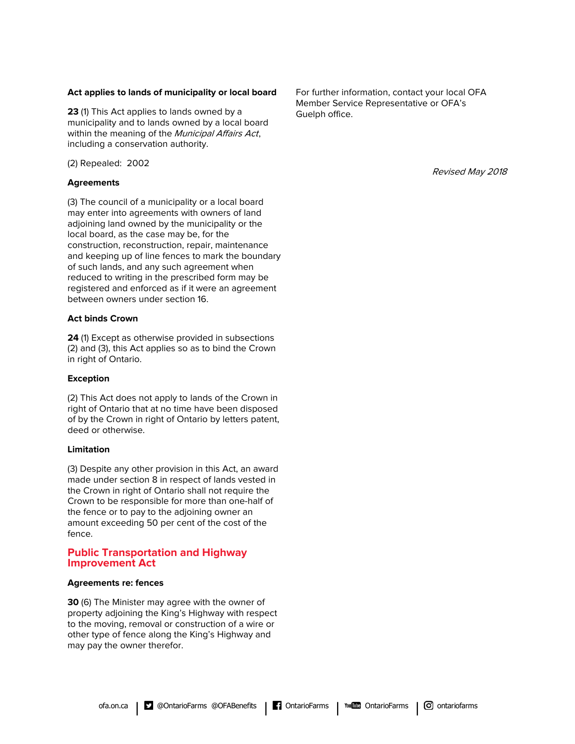**Act applies to lands of municipality or local board**

**23** (1) This Act applies to lands owned by a municipality and to lands owned by a local board within the meaning of the *Municipal Affairs Act*, including a conservation authority.

(2) Repealed: 2002

**Agreements**

(3) The council of a municipality or a local board may enter into agreements with owners of land adjoining land owned by the municipality or the local board, as the case may be, for the construction, reconstruction, repair, maintenance and keeping up of line fences to mark the boundary of such lands, and any such agreement when reduced to writing in the prescribed form may be registered and enforced as if it were an agreement between owners under section 16.

**Act binds Crown**

**24** (1) Except as otherwise provided in subsections (2) and (3), this Act applies so as to bind the Crown in right of Ontario.

**Exception**

(2) This Act does not apply to lands of the Crown in right of Ontario that at no time have been disposed of by the Crown in right of Ontario by letters patent, deed or otherwise.

**Limitation**

(3) Despite any other provision in this Act, an award made under section 8 in respect of lands vested in the Crown in right of Ontario shall not require the Crown to be responsible for more than one-half of the fence or to pay to the adjoining owner an amount exceeding 50 per cent of the cost of the fence.

## Public Transportation and Highway Improvement Act

**Agreements re: fences**

**30** (6) The Minister may agree with the owner of property adjoining the King's Highway with respect to the moving, removal or construction of a wire or other type of fence along the King's Highway and may pay the owner therefor.

For further information, contact your local OFA Member Service Representative or OFA's Guelph office.

*Revised May 2018*